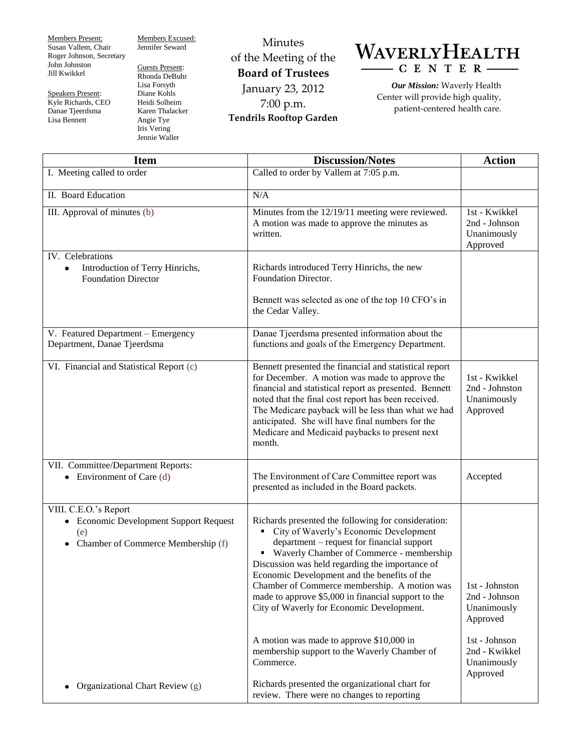Members Present:
Susan Vallem, Chair
Roger Johnson, Secretary
John Johnston
Jill Kwikkel

Speakers Present:
Kyle Richards, CEO
Danae Tjeerdsma
Lisa Bennett

Members Excused:
Jennifer Seward

Guests Present:
Rhonda DeBuhr
Lisa Forsyth
Diane Kohls
Heidi Solheim
Karen Thalacker
Angie Tye
Iris Vering
Jennie Waller

# Minutes of the Meeting of the Board of Trustees

**January 23, 2012**
**7:00 p.m.**
**Tendrils Rooftop Garden**

**WAVERLY HEALTH CENTER**

***Our Mission:*** Waverly Health Center will provide high quality, patient-centered health care.

| Item | Discussion/Notes | Action |
|---|---|---|
| I. Meeting called to order | Called to order by Vallem at 7:05 p.m. | |
| II. Board Education | N/A | |
| III. Approval of minutes (b) | Minutes from the 12/19/11 meeting were reviewed. A motion was made to approve the minutes as written. | 1st - Kwikkel<br>2nd - Johnson<br>Unanimously Approved |
| IV. Celebrations<br>• Introduction of Terry Hinrichs, Foundation Director | Richards introduced Terry Hinrichs, the new Foundation Director.<br><br>Bennett was selected as one of the top 10 CFO's in the Cedar Valley. | |
| V. Featured Department – Emergency Department, Danae Tjeerdsma | Danae Tjeerdsma presented information about the functions and goals of the Emergency Department. | |
| VI. Financial and Statistical Report (c) | Bennett presented the financial and statistical report for December. A motion was made to approve the financial and statistical report as presented. Bennett noted that the final cost report has been received. The Medicare payback will be less than what we had anticipated. She will have final numbers for the Medicare and Medicaid paybacks to present next month. | 1st - Kwikkel<br>2nd - Johnston<br>Unanimously Approved |
| VII. Committee/Department Reports:<br>• Environment of Care (d) | The Environment of Care Committee report was presented as included in the Board packets. | Accepted |
| VIII. C.E.O.'s Report<br>• Economic Development Support Request (e)<br>• Chamber of Commerce Membership (f) | Richards presented the following for consideration:<br>▪ City of Waverly's Economic Development department – request for financial support<br>▪ Waverly Chamber of Commerce - membership<br>Discussion was held regarding the importance of Economic Development and the benefits of the Chamber of Commerce membership. A motion was made to approve $5,000 in financial support to the City of Waverly for Economic Development. | 1st - Johnston<br>2nd - Johnson<br>Unanimously Approved |
| | A motion was made to approve $10,000 in membership support to the Waverly Chamber of Commerce. | 1st - Johnson<br>2nd - Kwikkel<br>Unanimously Approved |
| • Organizational Chart Review (g) | Richards presented the organizational chart for review. There were no changes to reporting | |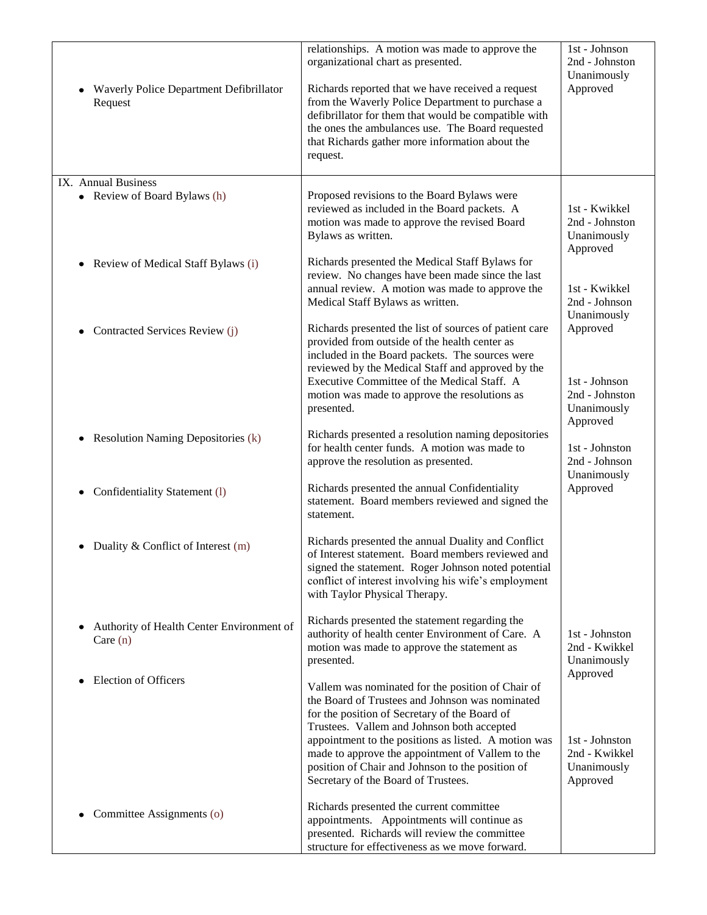| | | |
|---|---|---|
| • Waverly Police Department Defibrillator Request | relationships. A motion was made to approve the organizational chart as presented.<br><br>Richards reported that we have received a request from the Waverly Police Department to purchase a defibrillator for them that would be compatible with the ones the ambulances use. The Board requested that Richards gather more information about the request. | 1st - Johnson<br>2nd - Johnston<br>Unanimously Approved |
| IX. Annual Business<br>• Review of Board Bylaws (h) | Proposed revisions to the Board Bylaws were reviewed as included in the Board packets. A motion was made to approve the revised Board Bylaws as written. | 1st - Kwikkel<br>2nd - Johnston<br>Unanimously Approved |
| • Review of Medical Staff Bylaws (i) | Richards presented the Medical Staff Bylaws for review. No changes have been made since the last annual review. A motion was made to approve the Medical Staff Bylaws as written. | 1st - Kwikkel<br>2nd - Johnson<br>Unanimously Approved |
| • Contracted Services Review (j) | Richards presented the list of sources of patient care provided from outside of the health center as included in the Board packets. The sources were reviewed by the Medical Staff and approved by the Executive Committee of the Medical Staff. A motion was made to approve the resolutions as presented. | 1st - Johnson<br>2nd - Johnston<br>Unanimously Approved |
| • Resolution Naming Depositories (k) | Richards presented a resolution naming depositories for health center funds. A motion was made to approve the resolution as presented. | 1st - Johnston<br>2nd - Johnson<br>Unanimously Approved |
| • Confidentiality Statement (l) | Richards presented the annual Confidentiality statement. Board members reviewed and signed the statement. | |
| • Duality & Conflict of Interest (m) | Richards presented the annual Duality and Conflict of Interest statement. Board members reviewed and signed the statement. Roger Johnson noted potential conflict of interest involving his wife's employment with Taylor Physical Therapy. | |
| • Authority of Health Center Environment of Care (n) | Richards presented the statement regarding the authority of health center Environment of Care. A motion was made to approve the statement as presented. | 1st - Johnston<br>2nd - Kwikkel<br>Unanimously Approved |
| • Election of Officers | Vallem was nominated for the position of Chair of the Board of Trustees and Johnson was nominated for the position of Secretary of the Board of Trustees. Vallem and Johnson both accepted appointment to the positions as listed. A motion was made to approve the appointment of Vallem to the position of Chair and Johnson to the position of Secretary of the Board of Trustees. | 1st - Johnston<br>2nd - Kwikkel<br>Unanimously Approved |
| • Committee Assignments (o) | Richards presented the current committee appointments. Appointments will continue as presented. Richards will review the committee structure for effectiveness as we move forward. | |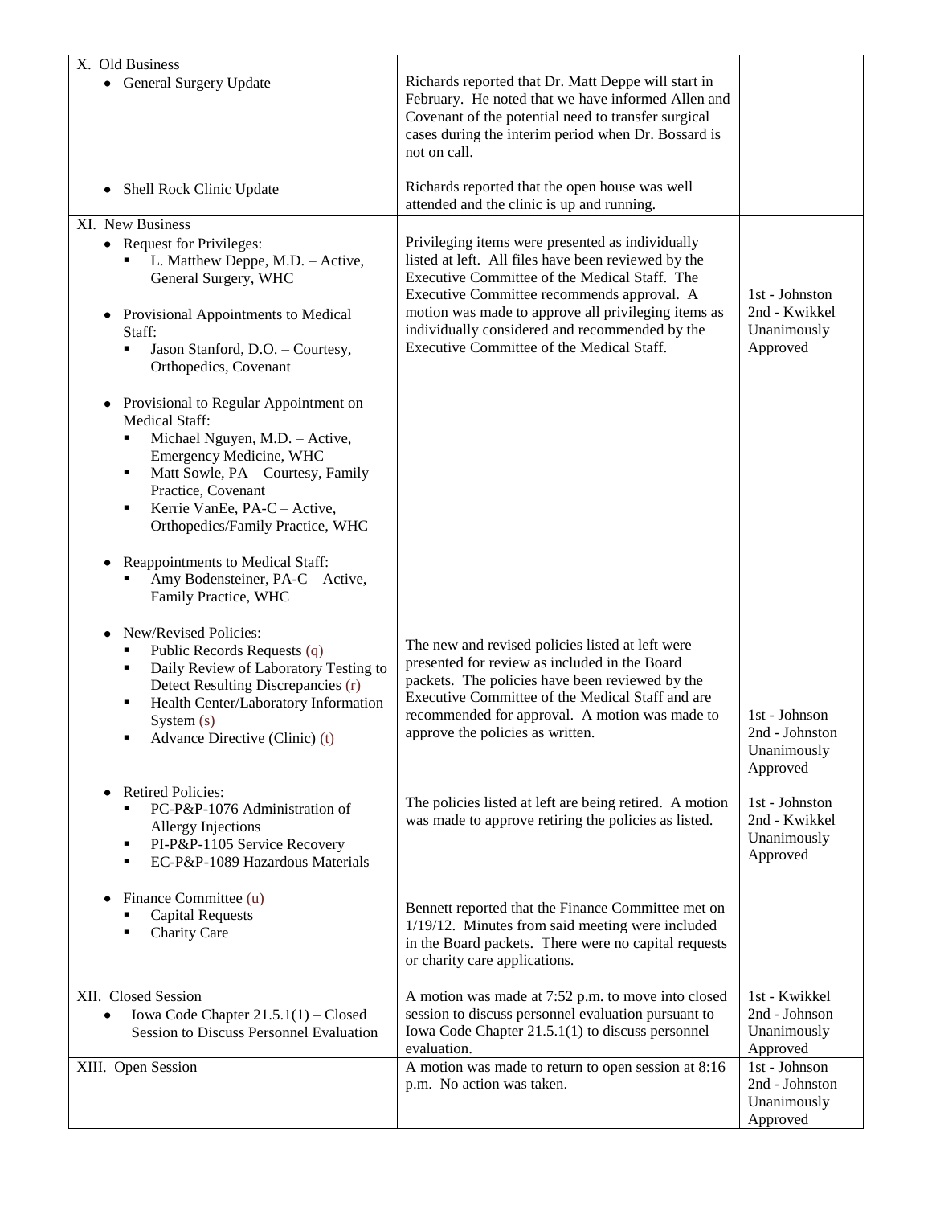| | | |
|---|---|---|
| X. Old Business<br>• General Surgery Update | Richards reported that Dr. Matt Deppe will start in February. He noted that we have informed Allen and Covenant of the potential need to transfer surgical cases during the interim period when Dr. Bossard is not on call. | |
| • Shell Rock Clinic Update | Richards reported that the open house was well attended and the clinic is up and running. | |
| XI. New Business<br>• Request for Privileges:<br>▪ L. Matthew Deppe, M.D. – Active, General Surgery, WHC<br>• Provisional Appointments to Medical Staff:<br>▪ Jason Stanford, D.O. – Courtesy, Orthopedics, Covenant<br>• Provisional to Regular Appointment on Medical Staff:<br>▪ Michael Nguyen, M.D. – Active, Emergency Medicine, WHC<br>▪ Matt Sowle, PA – Courtesy, Family Practice, Covenant<br>▪ Kerrie VanEe, PA-C – Active, Orthopedics/Family Practice, WHC<br>• Reappointments to Medical Staff:<br>▪ Amy Bodensteiner, PA-C – Active, Family Practice, WHC | Privileging items were presented as individually listed at left. All files have been reviewed by the Executive Committee of the Medical Staff. The Executive Committee recommends approval. A motion was made to approve all privileging items as individually considered and recommended by the Executive Committee of the Medical Staff. | 1st - Johnston<br>2nd - Kwikkel<br>Unanimously Approved |
| • New/Revised Policies:<br>▪ Public Records Requests (q)<br>▪ Daily Review of Laboratory Testing to Detect Resulting Discrepancies (r)<br>▪ Health Center/Laboratory Information System (s)<br>▪ Advance Directive (Clinic) (t) | The new and revised policies listed at left were presented for review as included in the Board packets. The policies have been reviewed by the Executive Committee of the Medical Staff and are recommended for approval. A motion was made to approve the policies as written. | 1st - Johnson<br>2nd - Johnston<br>Unanimously Approved |
| • Retired Policies:<br>▪ PC-P&P-1076 Administration of Allergy Injections<br>▪ PI-P&P-1105 Service Recovery<br>▪ EC-P&P-1089 Hazardous Materials | The policies listed at left are being retired. A motion was made to approve retiring the policies as listed. | 1st - Johnston<br>2nd - Kwikkel<br>Unanimously Approved |
| • Finance Committee (u)<br>▪ Capital Requests<br>▪ Charity Care | Bennett reported that the Finance Committee met on 1/19/12. Minutes from said meeting were included in the Board packets. There were no capital requests or charity care applications. | |
| XII. Closed Session<br>• Iowa Code Chapter 21.5.1(1) – Closed Session to Discuss Personnel Evaluation | A motion was made at 7:52 p.m. to move into closed session to discuss personnel evaluation pursuant to Iowa Code Chapter 21.5.1(1) to discuss personnel evaluation. | 1st - Kwikkel<br>2nd - Johnson<br>Unanimously Approved |
| XIII. Open Session | A motion was made to return to open session at 8:16 p.m. No action was taken. | 1st - Johnson<br>2nd - Johnston<br>Unanimously Approved |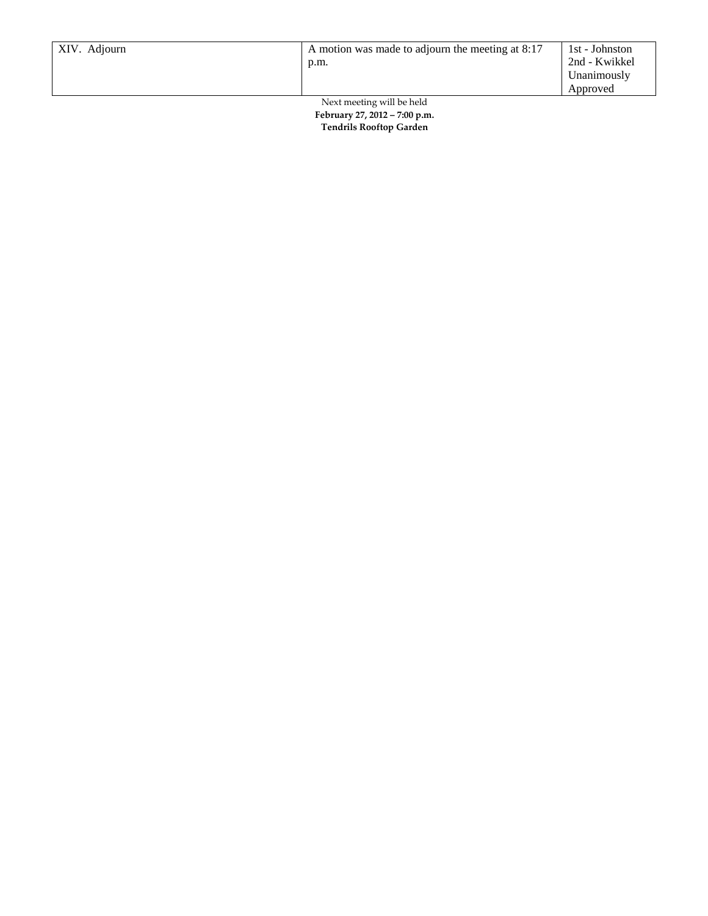| | | |
|---|---|---|
| XIV. Adjourn | A motion was made to adjourn the meeting at 8:17 p.m. | 1st - Johnston<br>2nd - Kwikkel<br>Unanimously Approved |

Next meeting will be held

**February 27, 2012 – 7:00 p.m.**

**Tendrils Rooftop Garden**